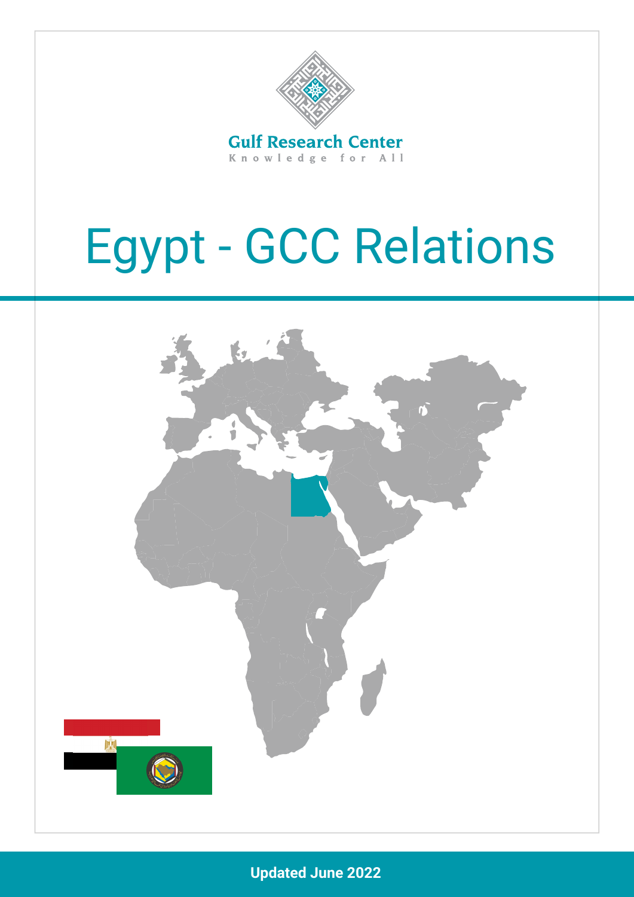Gulf Research Center

Knowledge for All

# Egypt - GCC Relations

Updated June 2022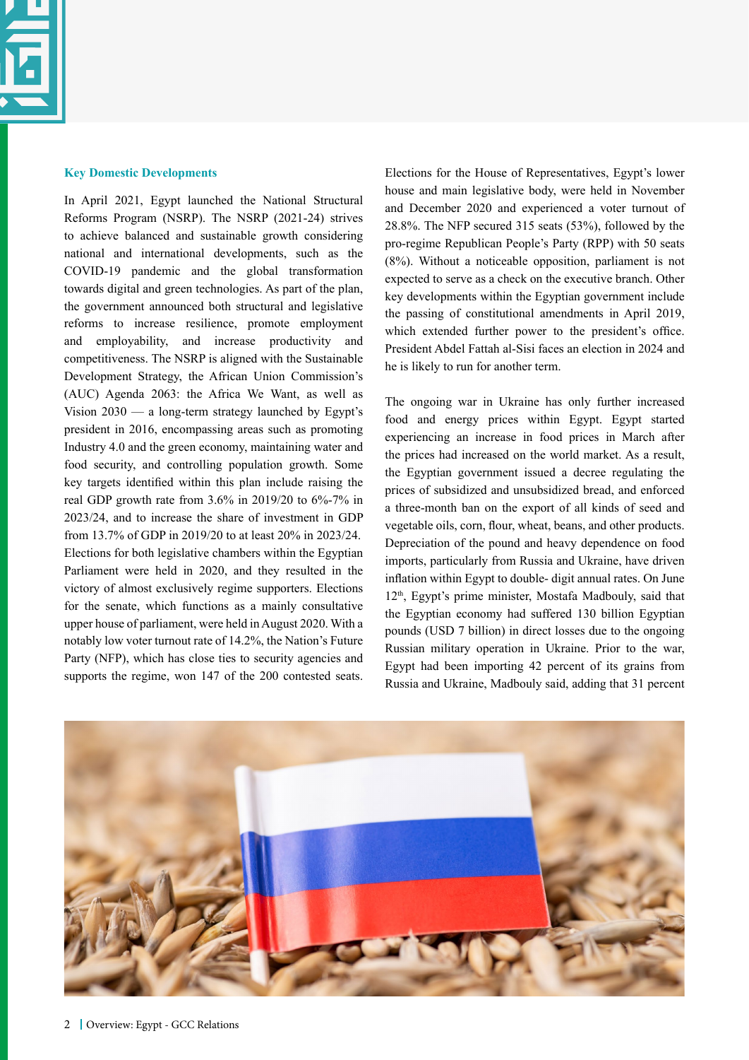### Key Domestic Developments

In April 2021, Egypt launched the National Structural Reforms Program (NSRP). The NSRP (2021-24) strives to achieve balanced and sustainable growth considering national and international developments, such as the COVID-19 pandemic and the global transformation towards digital and green technologies. As part of the plan, the government announced both structural and legislative reforms to increase resilience, promote employment and employability, and increase productivity and competitiveness. The NSRP is aligned with the Sustainable Development Strategy, the African Union Commission's (AUC) Agenda 2063: the Africa We Want, as well as Vision 2030 — a long-term strategy launched by Egypt's president in 2016, encompassing areas such as promoting Industry 4.0 and the green economy, maintaining water and food security, and controlling population growth. Some key targets identified within this plan include raising the real GDP growth rate from 3.6% in 2019/20 to 6%-7% in 2023/24, and to increase the share of investment in GDP from 13.7% of GDP in 2019/20 to at least 20% in 2023/24. Elections for both legislative chambers within the Egyptian Parliament were held in 2020, and they resulted in the victory of almost exclusively regime supporters. Elections for the senate, which functions as a mainly consultative upper house of parliament, were held in August 2020. With a notably low voter turnout rate of 14.2%, the Nation's Future Party (NFP), which has close ties to security agencies and supports the regime, won 147 of the 200 contested seats. Elections for the House of Representatives, Egypt's lower house and main legislative body, were held in November and December 2020 and experienced a voter turnout of 28.8%. The NFP secured 315 seats (53%), followed by the pro-regime Republican People's Party (RPP) with 50 seats (8%). Without a noticeable opposition, parliament is not expected to serve as a check on the executive branch. Other key developments within the Egyptian government include the passing of constitutional amendments in April 2019, which extended further power to the president's office. President Abdel Fattah al-Sisi faces an election in 2024 and he is likely to run for another term.

The ongoing war in Ukraine has only further increased food and energy prices within Egypt. Egypt started experiencing an increase in food prices in March after the prices had increased on the world market. As a result, the Egyptian government issued a decree regulating the prices of subsidized and unsubsidized bread, and enforced a three-month ban on the export of all kinds of seed and vegetable oils, corn, flour, wheat, beans, and other products. Depreciation of the pound and heavy dependence on food imports, particularly from Russia and Ukraine, have driven inflation within Egypt to double- digit annual rates. On June 12th, Egypt's prime minister, Mostafa Madbouly, said that the Egyptian economy had suffered 130 billion Egyptian pounds (USD 7 billion) in direct losses due to the ongoing Russian military operation in Ukraine. Prior to the war, Egypt had been importing 42 percent of its grains from Russia and Ukraine, Madbouly said, adding that 31 percent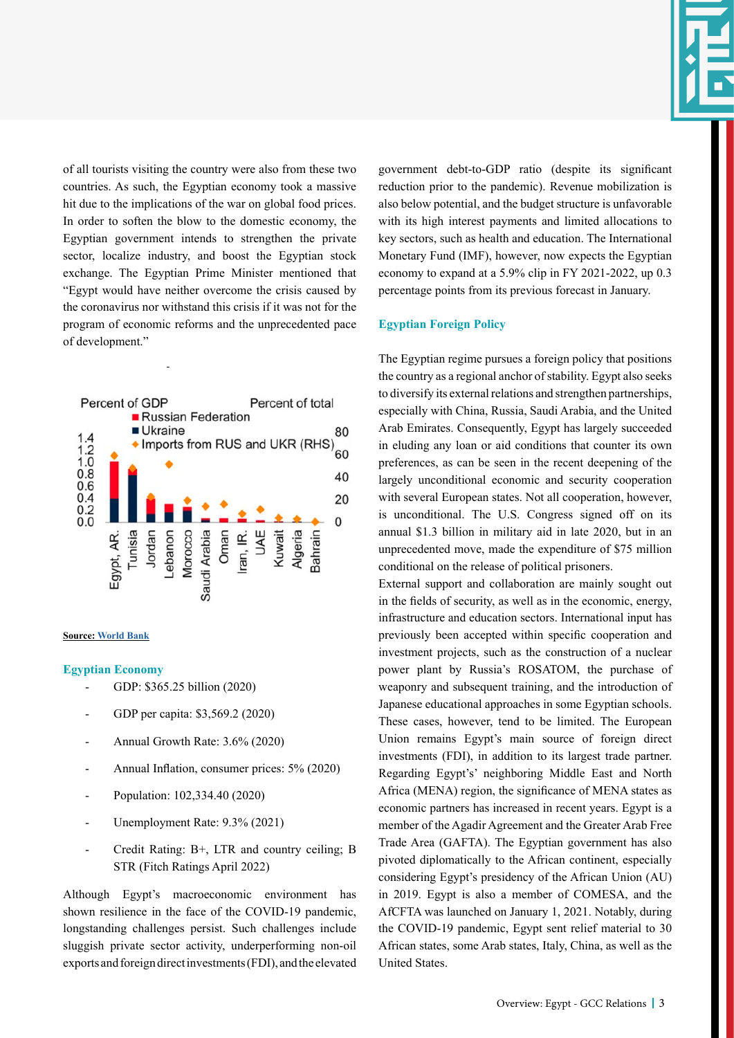of all tourists visiting the country were also from these two countries. As such, the Egyptian economy took a massive hit due to the implications of the war on global food prices. In order to soften the blow to the domestic economy, the Egyptian government intends to strengthen the private sector, localize industry, and boost the Egyptian stock exchange. The Egyptian Prime Minister mentioned that "Egypt would have neither overcome the crisis caused by the coronavirus nor withstand this crisis if it was not for the program of economic reforms and the unprecedented pace of development."

**Source:** World Bank

### Egyptian Economy

- GDP: $365.25 billion (2020)
- GDP per capita: $3,569.2 (2020)
- Annual Growth Rate: 3.6% (2020)
- Annual Inflation, consumer prices: 5% (2020)
- Population: 102,334.40 (2020)
- Unemployment Rate: 9.3% (2021)
- Credit Rating: B+, LTR and country ceiling; B STR (Fitch Ratings April 2022)

Although Egypt's macroeconomic environment has shown resilience in the face of the COVID-19 pandemic, longstanding challenges persist. Such challenges include sluggish private sector activity, underperforming non-oil exports and foreign direct investments (FDI), and the elevated government debt-to-GDP ratio (despite its significant reduction prior to the pandemic). Revenue mobilization is also below potential, and the budget structure is unfavorable with its high interest payments and limited allocations to key sectors, such as health and education. The International Monetary Fund (IMF), however, now expects the Egyptian economy to expand at a 5.9% clip in FY 2021-2022, up 0.3 percentage points from its previous forecast in January.

### Egyptian Foreign Policy

The Egyptian regime pursues a foreign policy that positions the country as a regional anchor of stability. Egypt also seeks to diversify its external relations and strengthen partnerships, especially with China, Russia, Saudi Arabia, and the United Arab Emirates. Consequently, Egypt has largely succeeded in eluding any loan or aid conditions that counter its own preferences, as can be seen in the recent deepening of the largely unconditional economic and security cooperation with several European states. Not all cooperation, however, is unconditional. The U.S. Congress signed off on its annual $1.3 billion in military aid in late 2020, but in an unprecedented move, made the expenditure of $75 million conditional on the release of political prisoners.

External support and collaboration are mainly sought out in the fields of security, as well as in the economic, energy, infrastructure and education sectors. International input has previously been accepted within specific cooperation and investment projects, such as the construction of a nuclear power plant by Russia's ROSATOM, the purchase of weaponry and subsequent training, and the introduction of Japanese educational approaches in some Egyptian schools. These cases, however, tend to be limited. The European Union remains Egypt's main source of foreign direct investments (FDI), in addition to its largest trade partner. Regarding Egypt's' neighboring Middle East and North Africa (MENA) region, the significance of MENA states as economic partners has increased in recent years. Egypt is a member of the Agadir Agreement and the Greater Arab Free Trade Area (GAFTA). The Egyptian government has also pivoted diplomatically to the African continent, especially considering Egypt's presidency of the African Union (AU) in 2019. Egypt is also a member of COMESA, and the AfCFTA was launched on January 1, 2021. Notably, during the COVID-19 pandemic, Egypt sent relief material to 30 African states, some Arab states, Italy, China, as well as the United States.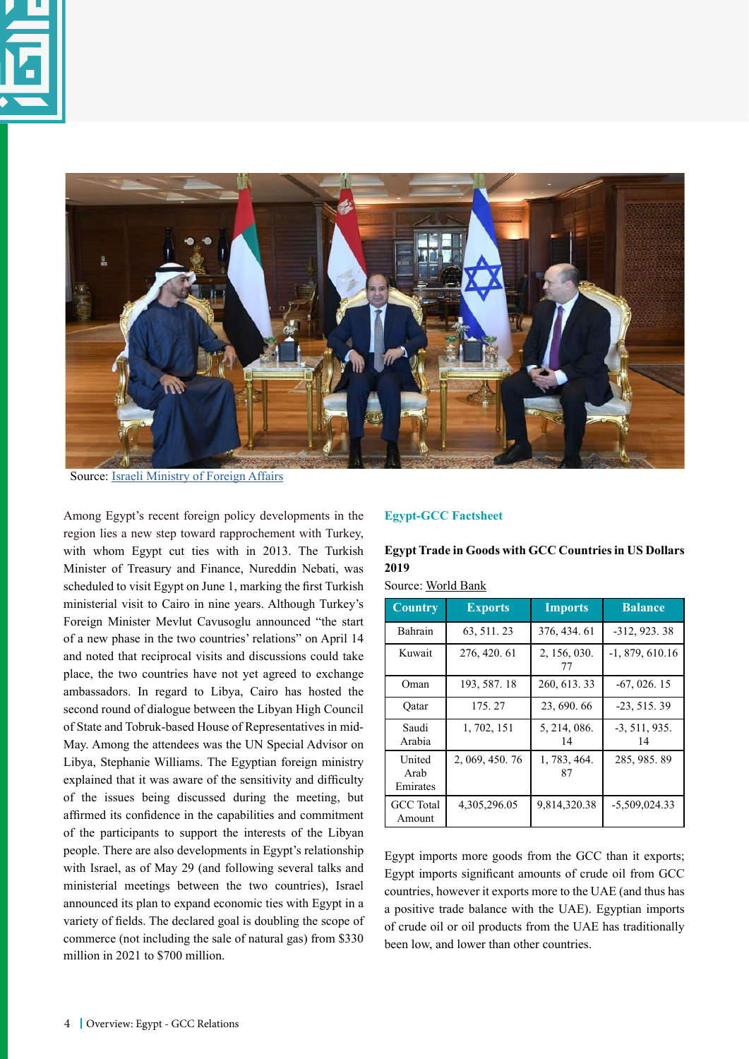Source: Israeli Ministry of Foreign Affairs

Among Egypt's recent foreign policy developments in the region lies a new step toward rapprochement with Turkey, with whom Egypt cut ties with in 2013. The Turkish Minister of Treasury and Finance, Nureddin Nebati, was scheduled to visit Egypt on June 1, marking the first Turkish ministerial visit to Cairo in nine years. Although Turkey's Foreign Minister Mevlut Cavusoglu announced "the start of a new phase in the two countries' relations" on April 14 and noted that reciprocal visits and discussions could take place, the two countries have not yet agreed to exchange ambassadors. In regard to Libya, Cairo has hosted the second round of dialogue between the Libyan High Council of State and Tobruk-based House of Representatives in mid-May. Among the attendees was the UN Special Advisor on Libya, Stephanie Williams. The Egyptian foreign ministry explained that it was aware of the sensitivity and difficulty of the issues being discussed during the meeting, but affirmed its confidence in the capabilities and commitment of the participants to support the interests of the Libyan people. There are also developments in Egypt's relationship with Israel, as of May 29 (and following several talks and ministerial meetings between the two countries), Israel announced its plan to expand economic ties with Egypt in a variety of fields. The declared goal is doubling the scope of commerce (not including the sale of natural gas) from $330 million in 2021 to $700 million.

## Egypt-GCC Factsheet

**Egypt Trade in Goods with GCC Countries in US Dollars 2019**

Source: World Bank

| Country | Exports | Imports | Balance |
|---|---|---|---|
| Bahrain | 63, 511. 23 | 376, 434. 61 | -312, 923. 38 |
| Kuwait | 276, 420. 61 | 2, 156, 030. 77 | -1, 879, 610.16 |
| Oman | 193, 587. 18 | 260, 613. 33 | -67, 026. 15 |
| Qatar | 175. 27 | 23, 690. 66 | -23, 515. 39 |
| Saudi Arabia | 1, 702, 151 | 5, 214, 086. 14 | -3, 511, 935. 14 |
| United Arab Emirates | 2, 069, 450. 76 | 1, 783, 464. 87 | 285, 985. 89 |
| GCC Total Amount | 4,305,296.05 | 9,814,320.38 | -5,509,024.33 |

Egypt imports more goods from the GCC than it exports; Egypt imports significant amounts of crude oil from GCC countries, however it exports more to the UAE (and thus has a positive trade balance with the UAE). Egyptian imports of crude oil or oil products from the UAE has traditionally been low, and lower than other countries.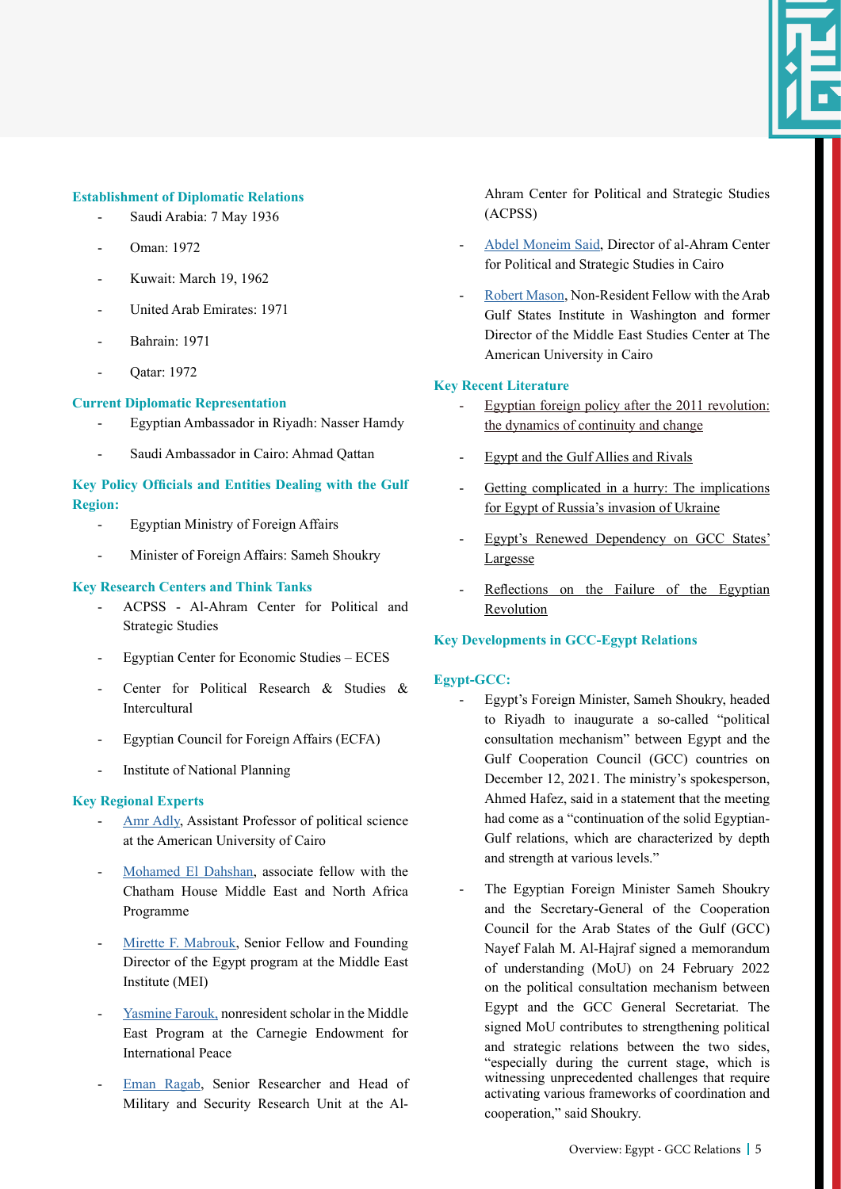### Establishment of Diplomatic Relations

- Saudi Arabia: 7 May 1936
- Oman: 1972
- Kuwait: March 19, 1962
- United Arab Emirates: 1971
- Bahrain: 1971
- Qatar: 1972

### Current Diplomatic Representation

- Egyptian Ambassador in Riyadh: Nasser Hamdy
- Saudi Ambassador in Cairo: Ahmad Qattan

### Key Policy Officials and Entities Dealing with the Gulf Region:

- Egyptian Ministry of Foreign Affairs
- Minister of Foreign Affairs: Sameh Shoukry

### Key Research Centers and Think Tanks

- ACPSS - Al-Ahram Center for Political and Strategic Studies
- Egyptian Center for Economic Studies – ECES
- Center for Political Research & Studies & Intercultural
- Egyptian Council for Foreign Affairs (ECFA)
- Institute of National Planning

### Key Regional Experts

- Amr Adly, Assistant Professor of political science at the American University of Cairo
- Mohamed El Dahshan, associate fellow with the Chatham House Middle East and North Africa Programme
- Mirette F. Mabrouk, Senior Fellow and Founding Director of the Egypt program at the Middle East Institute (MEI)
- Yasmine Farouk, nonresident scholar in the Middle East Program at the Carnegie Endowment for International Peace
- Eman Ragab, Senior Researcher and Head of Military and Security Research Unit at the Al-Ahram Center for Political and Strategic Studies (ACPSS)
- Abdel Moneim Said, Director of al-Ahram Center for Political and Strategic Studies in Cairo
- Robert Mason, Non-Resident Fellow with the Arab Gulf States Institute in Washington and former Director of the Middle East Studies Center at The American University in Cairo

### Key Recent Literature

- Egyptian foreign policy after the 2011 revolution: the dynamics of continuity and change
- Egypt and the Gulf Allies and Rivals
- Getting complicated in a hurry: The implications for Egypt of Russia's invasion of Ukraine
- Egypt's Renewed Dependency on GCC States' Largesse
- Reflections on the Failure of the Egyptian Revolution

### Key Developments in GCC-Egypt Relations

### Egypt-GCC:

- Egypt's Foreign Minister, Sameh Shoukry, headed to Riyadh to inaugurate a so-called "political consultation mechanism" between Egypt and the Gulf Cooperation Council (GCC) countries on December 12, 2021. The ministry's spokesperson, Ahmed Hafez, said in a statement that the meeting had come as a "continuation of the solid Egyptian-Gulf relations, which are characterized by depth and strength at various levels."
- The Egyptian Foreign Minister Sameh Shoukry and the Secretary-General of the Cooperation Council for the Arab States of the Gulf (GCC) Nayef Falah M. Al-Hajraf signed a memorandum of understanding (MoU) on 24 February 2022 on the political consultation mechanism between Egypt and the GCC General Secretariat. The signed MoU contributes to strengthening political and strategic relations between the two sides, "especially during the current stage, which is witnessing unprecedented challenges that require activating various frameworks of coordination and cooperation," said Shoukry.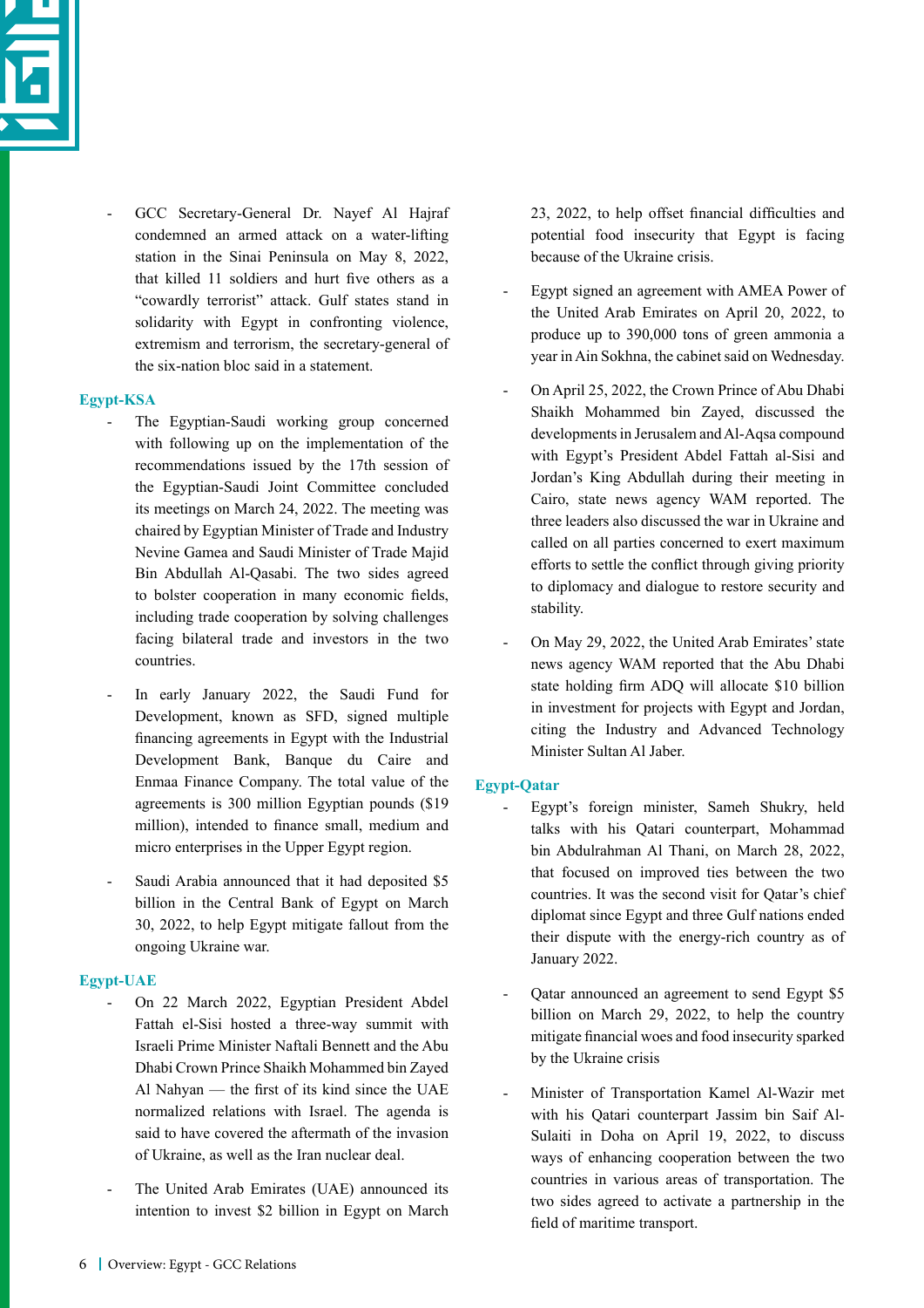- GCC Secretary-General Dr. Nayef Al Hajraf condemned an armed attack on a water-lifting station in the Sinai Peninsula on May 8, 2022, that killed 11 soldiers and hurt five others as a "cowardly terrorist" attack. Gulf states stand in solidarity with Egypt in confronting violence, extremism and terrorism, the secretary-general of the six-nation bloc said in a statement.

### Egypt-KSA

- The Egyptian-Saudi working group concerned with following up on the implementation of the recommendations issued by the 17th session of the Egyptian-Saudi Joint Committee concluded its meetings on March 24, 2022. The meeting was chaired by Egyptian Minister of Trade and Industry Nevine Gamea and Saudi Minister of Trade Majid Bin Abdullah Al-Qasabi. The two sides agreed to bolster cooperation in many economic fields, including trade cooperation by solving challenges facing bilateral trade and investors in the two countries.

- In early January 2022, the Saudi Fund for Development, known as SFD, signed multiple financing agreements in Egypt with the Industrial Development Bank, Banque du Caire and Enmaa Finance Company. The total value of the agreements is 300 million Egyptian pounds ($19 million), intended to finance small, medium and micro enterprises in the Upper Egypt region.

- Saudi Arabia announced that it had deposited $5 billion in the Central Bank of Egypt on March 30, 2022, to help Egypt mitigate fallout from the ongoing Ukraine war.

### Egypt-UAE

- On 22 March 2022, Egyptian President Abdel Fattah el-Sisi hosted a three-way summit with Israeli Prime Minister Naftali Bennett and the Abu Dhabi Crown Prince Shaikh Mohammed bin Zayed Al Nahyan — the first of its kind since the UAE normalized relations with Israel. The agenda is said to have covered the aftermath of the invasion of Ukraine, as well as the Iran nuclear deal.

- The United Arab Emirates (UAE) announced its intention to invest $2 billion in Egypt on March 23, 2022, to help offset financial difficulties and potential food insecurity that Egypt is facing because of the Ukraine crisis.

- Egypt signed an agreement with AMEA Power of the United Arab Emirates on April 20, 2022, to produce up to 390,000 tons of green ammonia a year in Ain Sokhna, the cabinet said on Wednesday.

- On April 25, 2022, the Crown Prince of Abu Dhabi Shaikh Mohammed bin Zayed, discussed the developments in Jerusalem and Al-Aqsa compound with Egypt's President Abdel Fattah al-Sisi and Jordan's King Abdullah during their meeting in Cairo, state news agency WAM reported. The three leaders also discussed the war in Ukraine and called on all parties concerned to exert maximum efforts to settle the conflict through giving priority to diplomacy and dialogue to restore security and stability.

- On May 29, 2022, the United Arab Emirates' state news agency WAM reported that the Abu Dhabi state holding firm ADQ will allocate $10 billion in investment for projects with Egypt and Jordan, citing the Industry and Advanced Technology Minister Sultan Al Jaber.

### Egypt-Qatar

- Egypt's foreign minister, Sameh Shukry, held talks with his Qatari counterpart, Mohammad bin Abdulrahman Al Thani, on March 28, 2022, that focused on improved ties between the two countries. It was the second visit for Qatar's chief diplomat since Egypt and three Gulf nations ended their dispute with the energy-rich country as of January 2022.

- Qatar announced an agreement to send Egypt $5 billion on March 29, 2022, to help the country mitigate financial woes and food insecurity sparked by the Ukraine crisis

- Minister of Transportation Kamel Al-Wazir met with his Qatari counterpart Jassim bin Saif Al-Sulaiti in Doha on April 19, 2022, to discuss ways of enhancing cooperation between the two countries in various areas of transportation. The two sides agreed to activate a partnership in the field of maritime transport.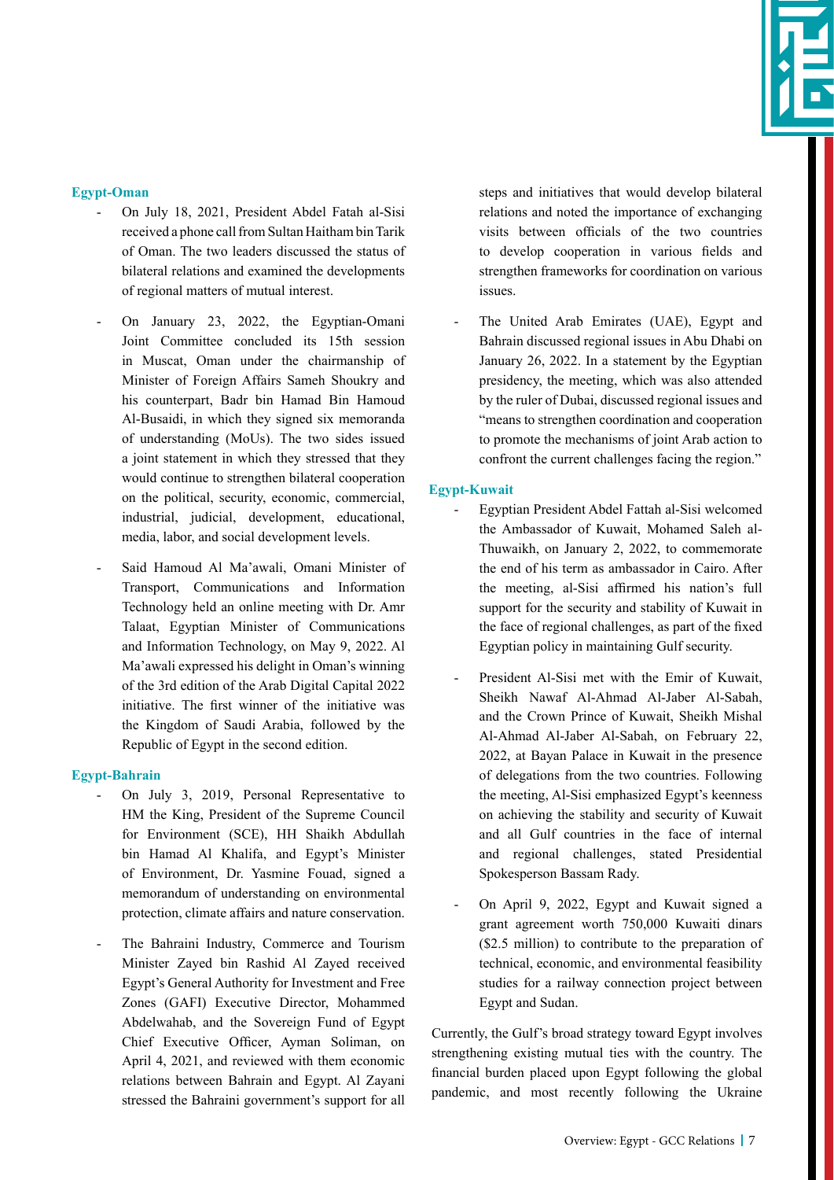**Egypt-Oman**

- On July 18, 2021, President Abdel Fatah al-Sisi received a phone call from Sultan Haitham bin Tarik of Oman. The two leaders discussed the status of bilateral relations and examined the developments of regional matters of mutual interest.

- On January 23, 2022, the Egyptian-Omani Joint Committee concluded its 15th session in Muscat, Oman under the chairmanship of Minister of Foreign Affairs Sameh Shoukry and his counterpart, Badr bin Hamad Bin Hamoud Al-Busaidi, in which they signed six memoranda of understanding (MoUs). The two sides issued a joint statement in which they stressed that they would continue to strengthen bilateral cooperation on the political, security, economic, commercial, industrial, judicial, development, educational, media, labor, and social development levels.

- Said Hamoud Al Ma'awali, Omani Minister of Transport, Communications and Information Technology held an online meeting with Dr. Amr Talaat, Egyptian Minister of Communications and Information Technology, on May 9, 2022. Al Ma'awali expressed his delight in Oman's winning of the 3rd edition of the Arab Digital Capital 2022 initiative. The first winner of the initiative was the Kingdom of Saudi Arabia, followed by the Republic of Egypt in the second edition.

**Egypt-Bahrain**

- On July 3, 2019, Personal Representative to HM the King, President of the Supreme Council for Environment (SCE), HH Shaikh Abdullah bin Hamad Al Khalifa, and Egypt's Minister of Environment, Dr. Yasmine Fouad, signed a memorandum of understanding on environmental protection, climate affairs and nature conservation.

- The Bahraini Industry, Commerce and Tourism Minister Zayed bin Rashid Al Zayed received Egypt's General Authority for Investment and Free Zones (GAFI) Executive Director, Mohammed Abdelwahab, and the Sovereign Fund of Egypt Chief Executive Officer, Ayman Soliman, on April 4, 2021, and reviewed with them economic relations between Bahrain and Egypt. Al Zayani stressed the Bahraini government's support for all steps and initiatives that would develop bilateral relations and noted the importance of exchanging visits between officials of the two countries to develop cooperation in various fields and strengthen frameworks for coordination on various issues.

- The United Arab Emirates (UAE), Egypt and Bahrain discussed regional issues in Abu Dhabi on January 26, 2022. In a statement by the Egyptian presidency, the meeting, which was also attended by the ruler of Dubai, discussed regional issues and "means to strengthen coordination and cooperation to promote the mechanisms of joint Arab action to confront the current challenges facing the region."

**Egypt-Kuwait**

- Egyptian President Abdel Fattah al-Sisi welcomed the Ambassador of Kuwait, Mohamed Saleh al-Thuwaikh, on January 2, 2022, to commemorate the end of his term as ambassador in Cairo. After the meeting, al-Sisi affirmed his nation's full support for the security and stability of Kuwait in the face of regional challenges, as part of the fixed Egyptian policy in maintaining Gulf security.

- President Al-Sisi met with the Emir of Kuwait, Sheikh Nawaf Al-Ahmad Al-Jaber Al-Sabah, and the Crown Prince of Kuwait, Sheikh Mishal Al-Ahmad Al-Jaber Al-Sabah, on February 22, 2022, at Bayan Palace in Kuwait in the presence of delegations from the two countries. Following the meeting, Al-Sisi emphasized Egypt's keenness on achieving the stability and security of Kuwait and all Gulf countries in the face of internal and regional challenges, stated Presidential Spokesperson Bassam Rady.

- On April 9, 2022, Egypt and Kuwait signed a grant agreement worth 750,000 Kuwaiti dinars ($2.5 million) to contribute to the preparation of technical, economic, and environmental feasibility studies for a railway connection project between Egypt and Sudan.

Currently, the Gulf's broad strategy toward Egypt involves strengthening existing mutual ties with the country. The financial burden placed upon Egypt following the global pandemic, and most recently following the Ukraine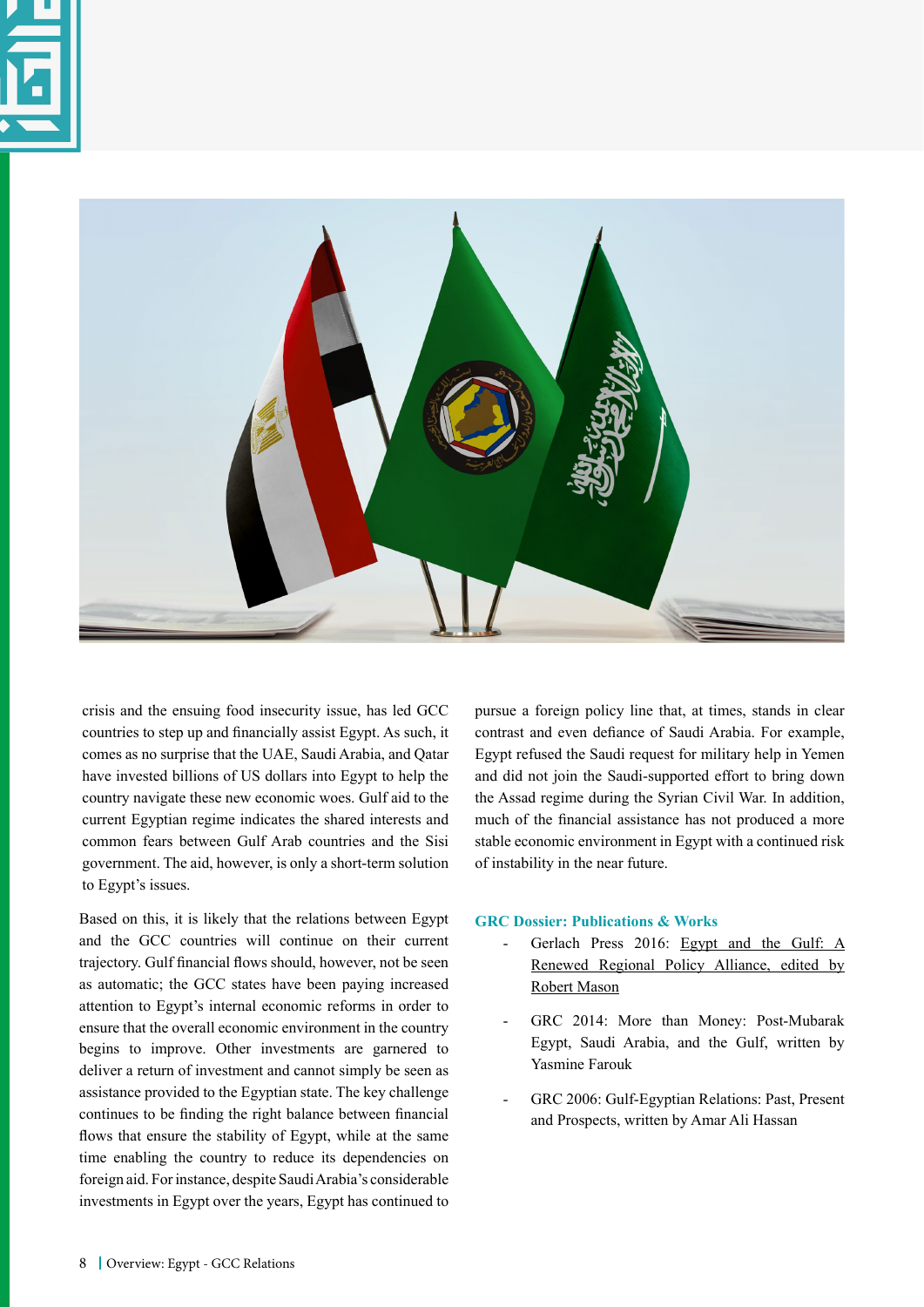crisis and the ensuing food insecurity issue, has led GCC countries to step up and financially assist Egypt. As such, it comes as no surprise that the UAE, Saudi Arabia, and Qatar have invested billions of US dollars into Egypt to help the country navigate these new economic woes. Gulf aid to the current Egyptian regime indicates the shared interests and common fears between Gulf Arab countries and the Sisi government. The aid, however, is only a short-term solution to Egypt's issues.

Based on this, it is likely that the relations between Egypt and the GCC countries will continue on their current trajectory. Gulf financial flows should, however, not be seen as automatic; the GCC states have been paying increased attention to Egypt's internal economic reforms in order to ensure that the overall economic environment in the country begins to improve. Other investments are garnered to deliver a return of investment and cannot simply be seen as assistance provided to the Egyptian state. The key challenge continues to be finding the right balance between financial flows that ensure the stability of Egypt, while at the same time enabling the country to reduce its dependencies on foreign aid. For instance, despite Saudi Arabia's considerable investments in Egypt over the years, Egypt has continued to pursue a foreign policy line that, at times, stands in clear contrast and even defiance of Saudi Arabia. For example, Egypt refused the Saudi request for military help in Yemen and did not join the Saudi-supported effort to bring down the Assad regime during the Syrian Civil War. In addition, much of the financial assistance has not produced a more stable economic environment in Egypt with a continued risk of instability in the near future.

### GRC Dossier: Publications & Works

- Gerlach Press 2016: Egypt and the Gulf: A Renewed Regional Policy Alliance, edited by Robert Mason
- GRC 2014: More than Money: Post-Mubarak Egypt, Saudi Arabia, and the Gulf, written by Yasmine Farouk
- GRC 2006: Gulf-Egyptian Relations: Past, Present and Prospects, written by Amar Ali Hassan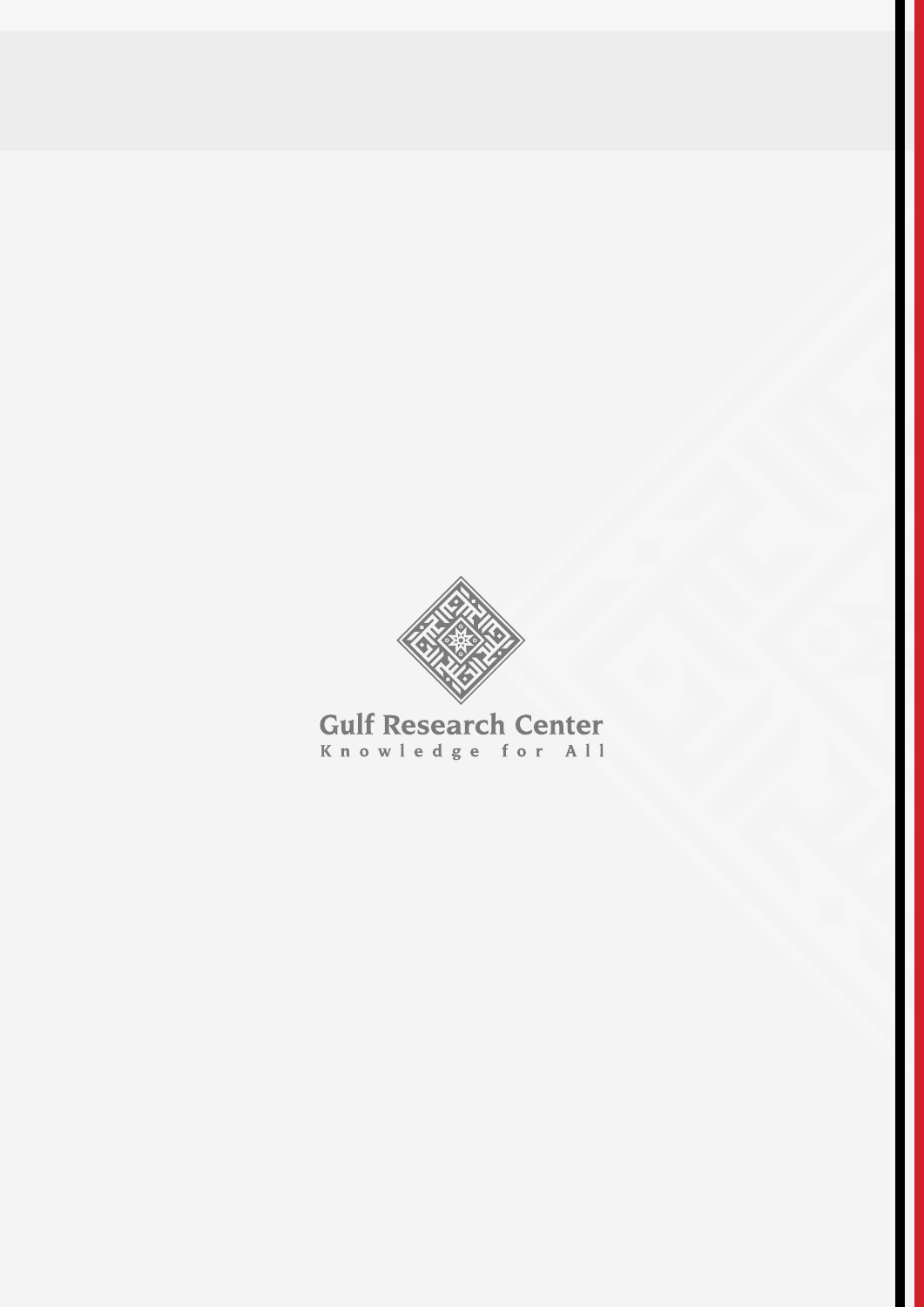Gulf Research Center

Knowledge for All